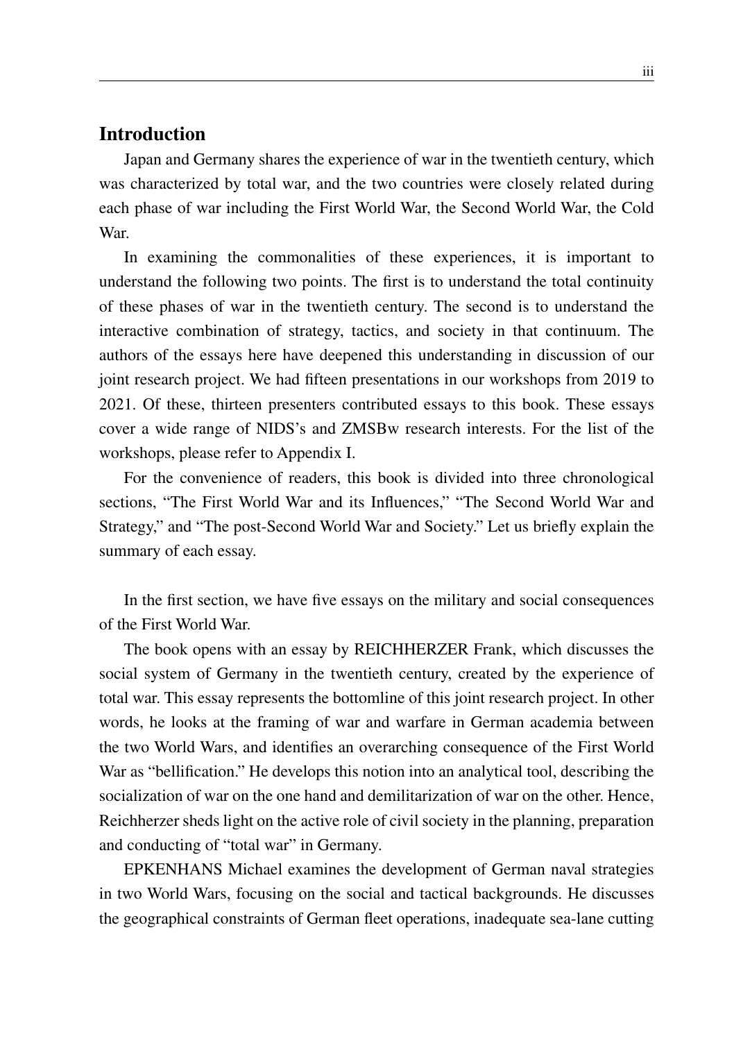## Introduction

Japan and Germany shares the experience of war in the twentieth century, which was characterized by total war, and the two countries were closely related during each phase of war including the First World War, the Second World War, the Cold War.

In examining the commonalities of these experiences, it is important to understand the following two points. The first is to understand the total continuity of these phases of war in the twentieth century. The second is to understand the interactive combination of strategy, tactics, and society in that continuum. The authors of the essays here have deepened this understanding in discussion of our joint research project. We had fifteen presentations in our workshops from 2019 to 2021. Of these, thirteen presenters contributed essays to this book. These essays cover a wide range of NIDS's and ZMSBw research interests. For the list of the workshops, please refer to Appendix I.

For the convenience of readers, this book is divided into three chronological sections, "The First World War and its Influences," "The Second World War and Strategy," and "The post-Second World War and Society." Let us briefly explain the summary of each essay.

In the first section, we have five essays on the military and social consequences of the First World War.

The book opens with an essay by REICHHERZER Frank, which discusses the social system of Germany in the twentieth century, created by the experience of total war. This essay represents the bottomline of this joint research project. In other words, he looks at the framing of war and warfare in German academia between the two World Wars, and identifies an overarching consequence of the First World War as "bellification." He develops this notion into an analytical tool, describing the socialization of war on the one hand and demilitarization of war on the other. Hence, Reichherzer sheds light on the active role of civil society in the planning, preparation and conducting of "total war" in Germany.

EPKENHANS Michael examines the development of German naval strategies in two World Wars, focusing on the social and tactical backgrounds. He discusses the geographical constraints of German fleet operations, inadequate sea-lane cutting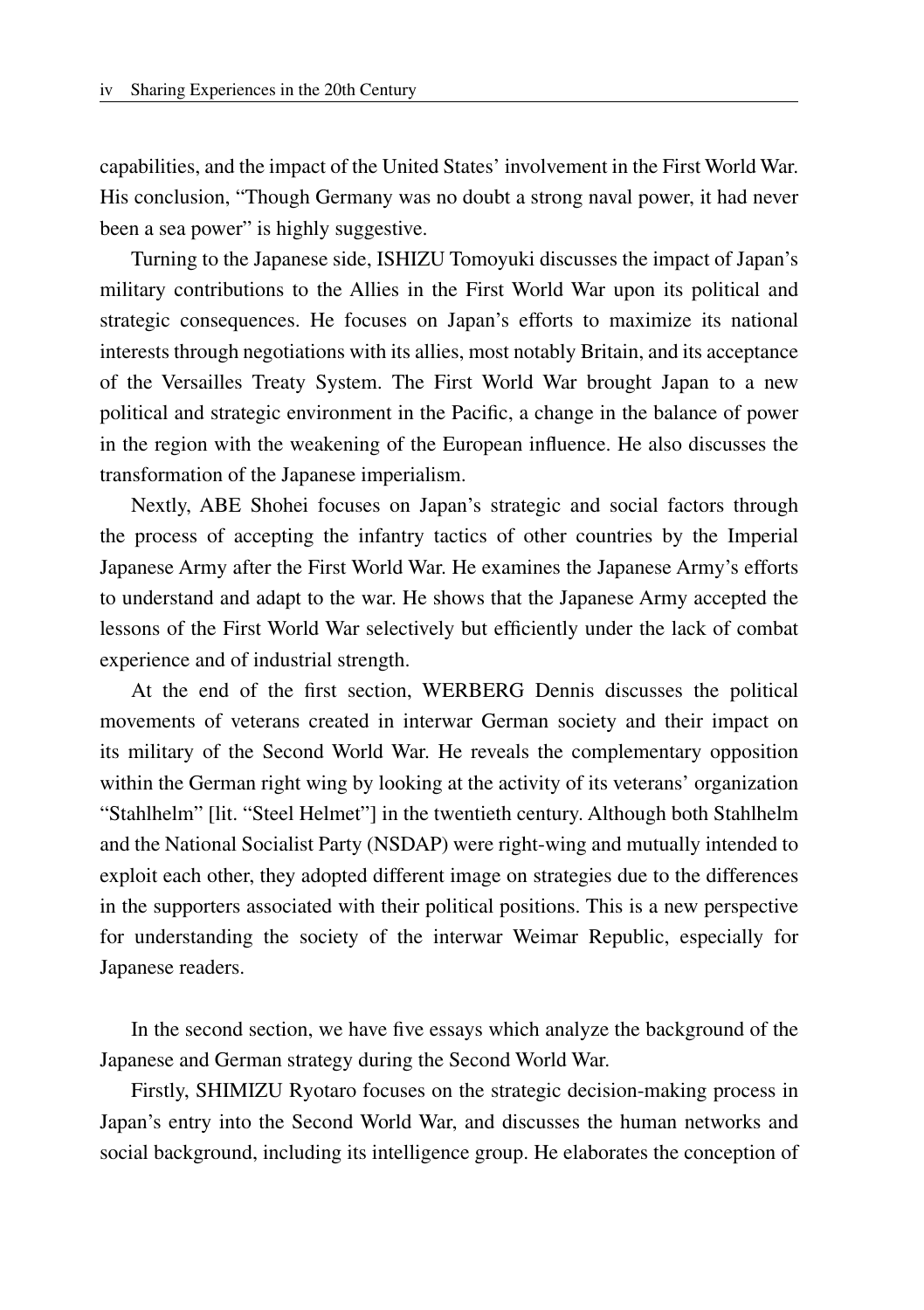capabilities, and the impact of the United States' involvement in the First World War. His conclusion, "Though Germany was no doubt a strong naval power, it had never been a sea power" is highly suggestive.

Turning to the Japanese side, ISHIZU Tomoyuki discusses the impact of Japan's military contributions to the Allies in the First World War upon its political and strategic consequences. He focuses on Japan's efforts to maximize its national interests through negotiations with its allies, most notably Britain, and its acceptance of the Versailles Treaty System. The First World War brought Japan to a new political and strategic environment in the Pacific, a change in the balance of power in the region with the weakening of the European influence. He also discusses the transformation of the Japanese imperialism.

Nextly, ABE Shohei focuses on Japan's strategic and social factors through the process of accepting the infantry tactics of other countries by the Imperial Japanese Army after the First World War. He examines the Japanese Army's efforts to understand and adapt to the war. He shows that the Japanese Army accepted the lessons of the First World War selectively but efficiently under the lack of combat experience and of industrial strength.

At the end of the first section, WERBERG Dennis discusses the political movements of veterans created in interwar German society and their impact on its military of the Second World War. He reveals the complementary opposition within the German right wing by looking at the activity of its veterans' organization "Stahlhelm" [lit. "Steel Helmet"] in the twentieth century. Although both Stahlhelm and the National Socialist Party (NSDAP) were right-wing and mutually intended to exploit each other, they adopted different image on strategies due to the differences in the supporters associated with their political positions. This is a new perspective for understanding the society of the interwar Weimar Republic, especially for Japanese readers.

In the second section, we have five essays which analyze the background of the Japanese and German strategy during the Second World War.

Firstly, SHIMIZU Ryotaro focuses on the strategic decision-making process in Japan's entry into the Second World War, and discusses the human networks and social background, including its intelligence group. He elaborates the conception of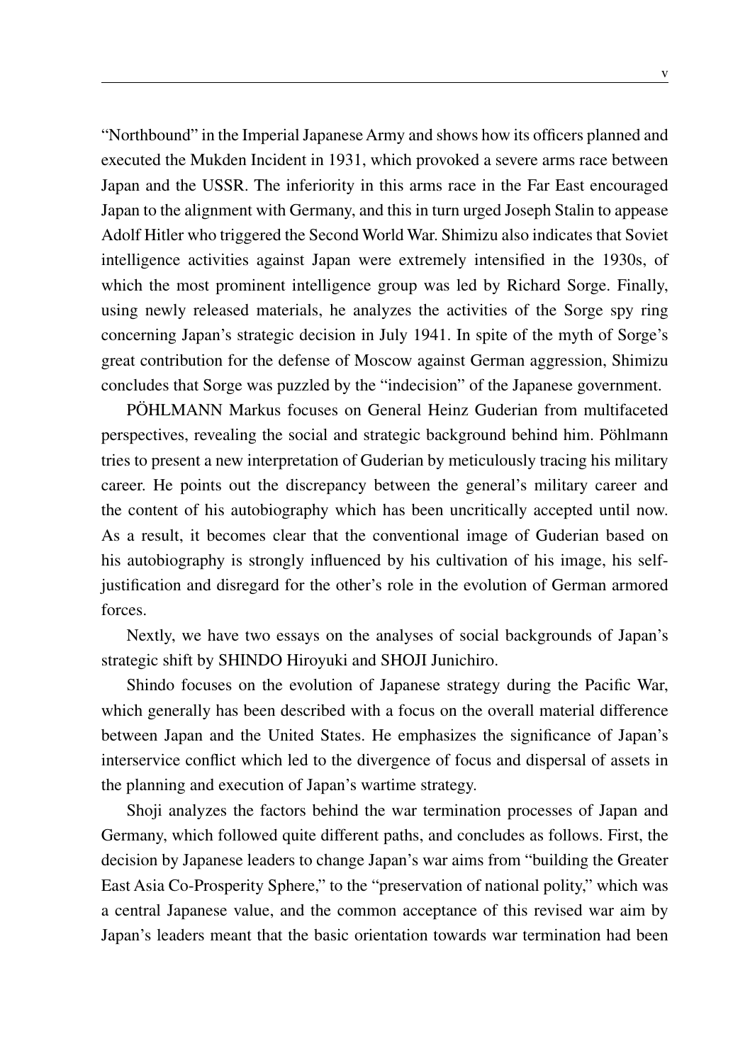"Northbound" in the Imperial Japanese Army and shows how its officers planned and executed the Mukden Incident in 1931, which provoked a severe arms race between Japan and the USSR. The inferiority in this arms race in the Far East encouraged Japan to the alignment with Germany, and this in turn urged Joseph Stalin to appease Adolf Hitler who triggered the Second World War. Shimizu also indicates that Soviet intelligence activities against Japan were extremely intensified in the 1930s, of which the most prominent intelligence group was led by Richard Sorge. Finally, using newly released materials, he analyzes the activities of the Sorge spy ring concerning Japan's strategic decision in July 1941. In spite of the myth of Sorge's great contribution for the defense of Moscow against German aggression, Shimizu concludes that Sorge was puzzled by the "indecision" of the Japanese government.

PÖHLMANN Markus focuses on General Heinz Guderian from multifaceted perspectives, revealing the social and strategic background behind him. Pöhlmann tries to present a new interpretation of Guderian by meticulously tracing his military career. He points out the discrepancy between the general's military career and the content of his autobiography which has been uncritically accepted until now. As a result, it becomes clear that the conventional image of Guderian based on his autobiography is strongly influenced by his cultivation of his image, his self-justification and disregard for the other's role in the evolution of German armored forces.

Nextly, we have two essays on the analyses of social backgrounds of Japan's strategic shift by SHINDO Hiroyuki and SHOJI Junichiro.

Shindo focuses on the evolution of Japanese strategy during the Pacific War, which generally has been described with a focus on the overall material difference between Japan and the United States. He emphasizes the significance of Japan's interservice conflict which led to the divergence of focus and dispersal of assets in the planning and execution of Japan's wartime strategy.

Shoji analyzes the factors behind the war termination processes of Japan and Germany, which followed quite different paths, and concludes as follows. First, the decision by Japanese leaders to change Japan's war aims from "building the Greater East Asia Co-Prosperity Sphere," to the "preservation of national polity," which was a central Japanese value, and the common acceptance of this revised war aim by Japan's leaders meant that the basic orientation towards war termination had been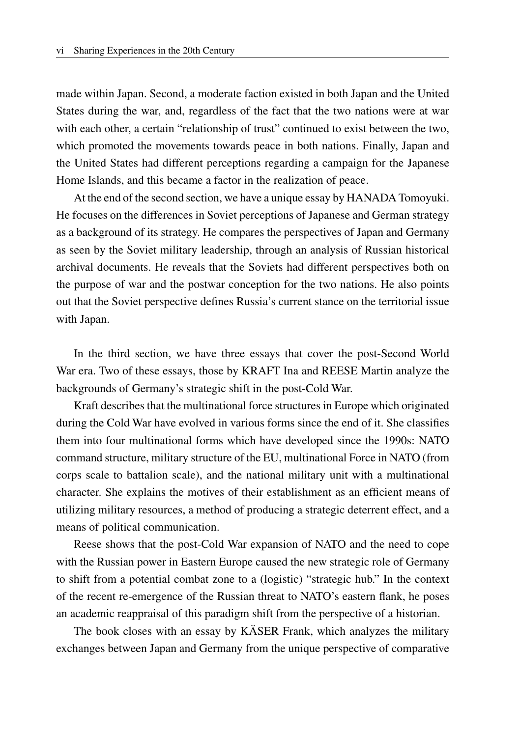made within Japan. Second, a moderate faction existed in both Japan and the United States during the war, and, regardless of the fact that the two nations were at war with each other, a certain "relationship of trust" continued to exist between the two, which promoted the movements towards peace in both nations. Finally, Japan and the United States had different perceptions regarding a campaign for the Japanese Home Islands, and this became a factor in the realization of peace.

At the end of the second section, we have a unique essay by HANADA Tomoyuki. He focuses on the differences in Soviet perceptions of Japanese and German strategy as a background of its strategy. He compares the perspectives of Japan and Germany as seen by the Soviet military leadership, through an analysis of Russian historical archival documents. He reveals that the Soviets had different perspectives both on the purpose of war and the postwar conception for the two nations. He also points out that the Soviet perspective defines Russia's current stance on the territorial issue with Japan.

In the third section, we have three essays that cover the post-Second World War era. Two of these essays, those by KRAFT Ina and REESE Martin analyze the backgrounds of Germany's strategic shift in the post-Cold War.

Kraft describes that the multinational force structures in Europe which originated during the Cold War have evolved in various forms since the end of it. She classifies them into four multinational forms which have developed since the 1990s: NATO command structure, military structure of the EU, multinational Force in NATO (from corps scale to battalion scale), and the national military unit with a multinational character. She explains the motives of their establishment as an efficient means of utilizing military resources, a method of producing a strategic deterrent effect, and a means of political communication.

Reese shows that the post-Cold War expansion of NATO and the need to cope with the Russian power in Eastern Europe caused the new strategic role of Germany to shift from a potential combat zone to a (logistic) "strategic hub." In the context of the recent re-emergence of the Russian threat to NATO's eastern flank, he poses an academic reappraisal of this paradigm shift from the perspective of a historian.

The book closes with an essay by KÄSER Frank, which analyzes the military exchanges between Japan and Germany from the unique perspective of comparative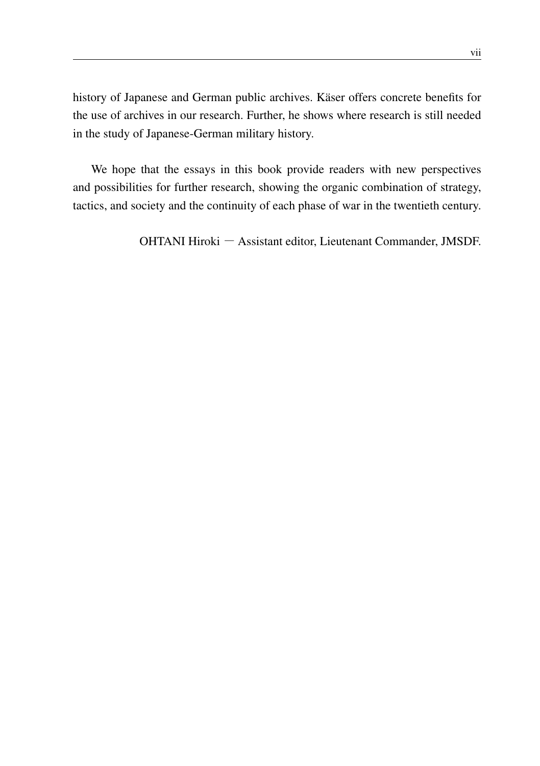history of Japanese and German public archives. Käser offers concrete benefits for the use of archives in our research. Further, he shows where research is still needed in the study of Japanese-German military history.

We hope that the essays in this book provide readers with new perspectives and possibilities for further research, showing the organic combination of strategy, tactics, and society and the continuity of each phase of war in the twentieth century.

OHTANI Hiroki — Assistant editor, Lieutenant Commander, JMSDF.